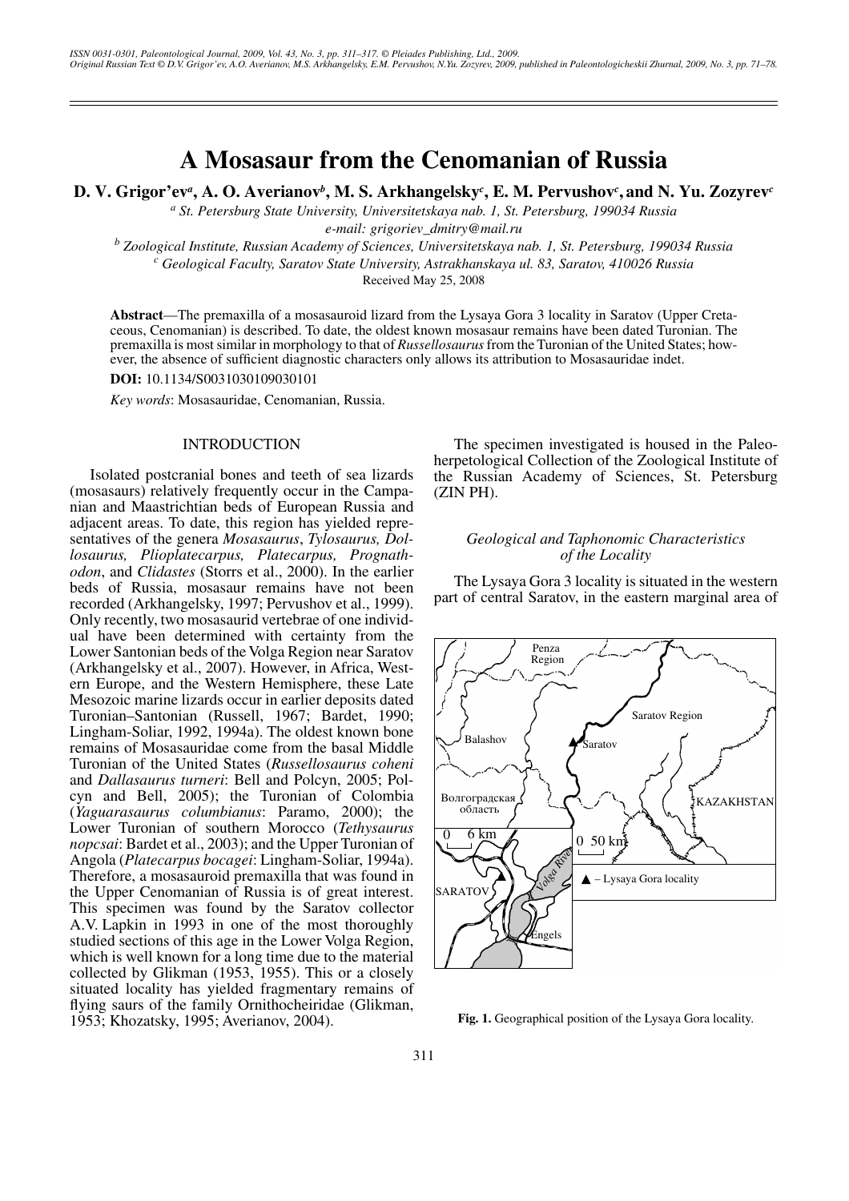# A Mosasaur from the Cenomanian of Russia

**D. V. Grigor'ev[a], A. O. Averianov[b], M. S. Arkhangelsky[c], E. M. Pervushov[c], and N. Yu. Zozyrev[c]**

[a] *St. Petersburg State University, Universitetskaya nab. 1, St. Petersburg, 199034 Russia*
*e-mail: grigoriev_dmitry@mail.ru*

[b] *Zoological Institute, Russian Academy of Sciences, Universitetskaya nab. 1, St. Petersburg, 199034 Russia*

[c] *Geological Faculty, Saratov State University, Astrakhanskaya ul. 83, Saratov, 410026 Russia*

Received May 25, 2008

**Abstract**—The premaxilla of a mosasauroid lizard from the Lysaya Gora 3 locality in Saratov (Upper Cretaceous, Cenomanian) is described. To date, the oldest known mosasaur remains have been dated Turonian. The premaxilla is most similar in morphology to that of *Russellosaurus* from the Turonian of the United States; however, the absence of sufficient diagnostic characters only allows its attribution to Mosasauridae indet.

**DOI:** 10.1134/S0031030109030101

*Key words*: Mosasauridae, Cenomanian, Russia.

## INTRODUCTION

Isolated postcranial bones and teeth of sea lizards (mosasaurs) relatively frequently occur in the Campanian and Maastrichtian beds of European Russia and adjacent areas. To date, this region has yielded representatives of the genera *Mosasaurus*, *Tylosaurus, Dollosaurus, Plioplatecarpus, Platecarpus, Prognathodon*, and *Clidastes* (Storrs et al., 2000). In the earlier beds of Russia, mosasaur remains have not been recorded (Arkhangelsky, 1997; Pervushov et al., 1999). Only recently, two mosasaurid vertebrae of one individual have been determined with certainty from the Lower Santonian beds of the Volga Region near Saratov (Arkhangelsky et al., 2007). However, in Africa, Western Europe, and the Western Hemisphere, these Late Mesozoic marine lizards occur in earlier deposits dated Turonian–Santonian (Russell, 1967; Bardet, 1990; Lingham-Soliar, 1992, 1994a). The oldest known bone remains of Mosasauridae come from the basal Middle Turonian of the United States (*Russellosaurus coheni* and *Dallasaurus turneri*: Bell and Polcyn, 2005; Polcyn and Bell, 2005); the Turonian of Colombia (*Yaguarasaurus columbianus*: Paramo, 2000); the Lower Turonian of southern Morocco (*Tethysaurus nopcsai*: Bardet et al., 2003); and the Upper Turonian of Angola (*Platecarpus bocagei*: Lingham-Soliar, 1994a). Therefore, a mosasauroid premaxilla that was found in the Upper Cenomanian of Russia is of great interest. This specimen was found by the Saratov collector A.V. Lapkin in 1993 in one of the most thoroughly studied sections of this age in the Lower Volga Region, which is well known for a long time due to the material collected by Glikman (1953, 1955). This or a closely situated locality has yielded fragmentary remains of flying saurs of the family Ornithocheiridae (Glikman, 1953; Khozatsky, 1995; Averianov, 2004).

The specimen investigated is housed in the Paleoherpetological Collection of the Zoological Institute of the Russian Academy of Sciences, St. Petersburg (ZIN PH).

### *Geological and Taphonomic Characteristics of the Locality*

The Lysaya Gora 3 locality is situated in the western part of central Saratov, in the eastern marginal area of

Penza Region; Saratov Region; Balashov; Saratov; Волгоградская область; KAZAKHSTAN; 0 6 km; 0 50 km; SARATOV; Volga River; Engels; ▲ – Lysaya Gora locality

**Fig. 1.** Geographical position of the Lysaya Gora locality.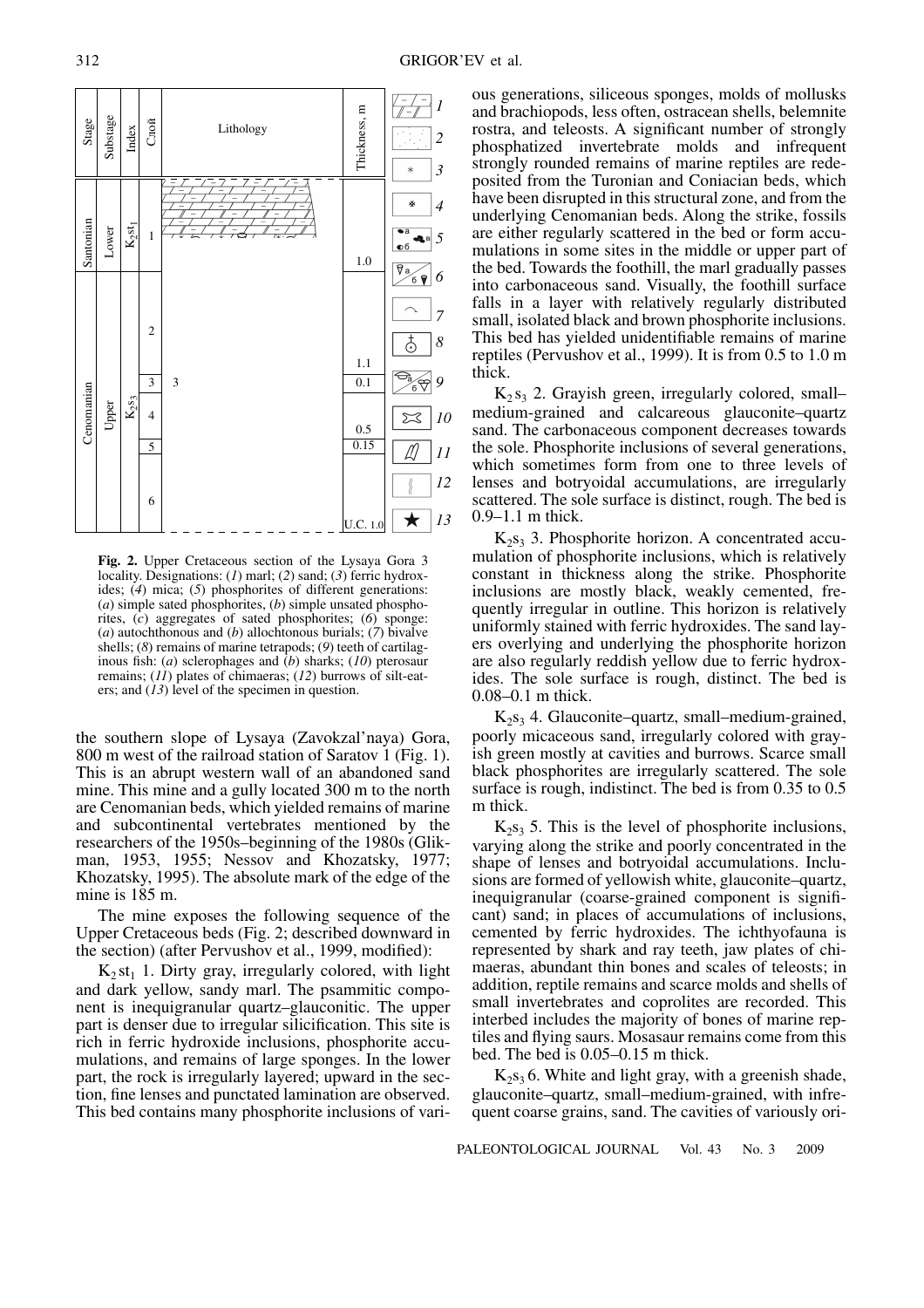| Stage | Substage | Index | Слой | Lithology | Thickness, m |
|---|---|---|---|---|---|
| Santonian | Lower | $K_2st_1$ | 1 | | 1.0 |
| Cenomanian | Upper | $K_2s_3$ | 2 | | 1.1 |
| | | | 3 | 3 | 0.1 |
| | | | 4 | | 0.5 |
| | | | 5 | | 0.15 |
| | | | 6 | | U.C. 1.0 |

**Fig. 2.** Upper Cretaceous section of the Lysaya Gora 3 locality. Designations: (*1*) marl; (*2*) sand; (*3*) ferric hydroxides; (*4*) mica; (*5*) phosphorites of different generations: (*a*) simple sated phosphorites, (*b*) simple unsated phosphorites, (*c*) aggregates of sated phosphorites; (*6*) sponge: (*a*) autochthonous and (*b*) allochtonous burials; (*7*) bivalve shells; (*8*) remains of marine tetrapods; (*9*) teeth of cartilaginous fish: (*a*) sclerophages and (*b*) sharks; (*10*) pterosaur remains; (*11*) plates of chimaeras; (*12*) burrows of silt-eaters; and (*13*) level of the specimen in question.

the southern slope of Lysaya (Zavokzal'naya) Gora, 800 m west of the railroad station of Saratov 1 (Fig. 1). This is an abrupt western wall of an abandoned sand mine. This mine and a gully located 300 m to the north are Cenomanian beds, which yielded remains of marine and subcontinental vertebrates mentioned by the researchers of the 1950s–beginning of the 1980s (Glikman, 1953, 1955; Nessov and Khozatsky, 1977; Khozatsky, 1995). The absolute mark of the edge of the mine is 185 m.

The mine exposes the following sequence of the Upper Cretaceous beds (Fig. 2; described downward in the section) (after Pervushov et al., 1999, modified):

$K_2st_1$ 1. Dirty gray, irregularly colored, with light and dark yellow, sandy marl. The psammitic component is inequigranular quartz–glauconitic. The upper part is denser due to irregular silicification. This site is rich in ferric hydroxide inclusions, phosphorite accumulations, and remains of large sponges. In the lower part, the rock is irregularly layered; upward in the section, fine lenses and punctated lamination are observed. This bed contains many phosphorite inclusions of various generations, siliceous sponges, molds of mollusks and brachiopods, less often, ostracean shells, belemnite rostra, and teleosts. A significant number of strongly phosphatized invertebrate molds and infrequent strongly rounded remains of marine reptiles are redeposited from the Turonian and Coniacian beds, which have been disrupted in this structural zone, and from the underlying Cenomanian beds. Along the strike, fossils are either regularly scattered in the bed or form accumulations in some sites in the middle or upper part of the bed. Towards the foothill, the marl gradually passes into carbonaceous sand. Visually, the foothill surface falls in a layer with relatively regularly distributed small, isolated black and brown phosphorite inclusions. This bed has yielded unidentifiable remains of marine reptiles (Pervushov et al., 1999). It is from 0.5 to 1.0 m thick.

$K_2s_3$ 2. Grayish green, irregularly colored, small–medium-grained and calcareous glauconite–quartz sand. The carbonaceous component decreases towards the sole. Phosphorite inclusions of several generations, which sometimes form from one to three levels of lenses and botryoidal accumulations, are irregularly scattered. The sole surface is distinct, rough. The bed is 0.9–1.1 m thick.

$K_2s_3$ 3. Phosphorite horizon. A concentrated accumulation of phosphorite inclusions, which is relatively constant in thickness along the strike. Phosphorite inclusions are mostly black, weakly cemented, frequently irregular in outline. This horizon is relatively uniformly stained with ferric hydroxides. The sand layers overlying and underlying the phosphorite horizon are also regularly reddish yellow due to ferric hydroxides. The sole surface is rough, distinct. The bed is 0.08–0.1 m thick.

$K_2s_3$ 4. Glauconite–quartz, small–medium-grained, poorly micaceous sand, irregularly colored with grayish green mostly at cavities and burrows. Scarce small black phosphorites are irregularly scattered. The sole surface is rough, indistinct. The bed is from 0.35 to 0.5 m thick.

$K_2s_3$ 5. This is the level of phosphorite inclusions, varying along the strike and poorly concentrated in the shape of lenses and botryoidal accumulations. Inclusions are formed of yellowish white, glauconite–quartz, inequigranular (coarse-grained component is significant) sand; in places of accumulations of inclusions, cemented by ferric hydroxides. The ichthyofauna is represented by shark and ray teeth, jaw plates of chimaeras, abundant thin bones and scales of teleosts; in addition, reptile remains and scarce molds and shells of small invertebrates and coprolites are recorded. This interbed includes the majority of bones of marine reptiles and flying saurs. Mosasaur remains come from this bed. The bed is 0.05–0.15 m thick.

$K_2s_3$ 6. White and light gray, with a greenish shade, glauconite–quartz, small–medium-grained, with infrequent coarse grains, sand. The cavities of variously ori-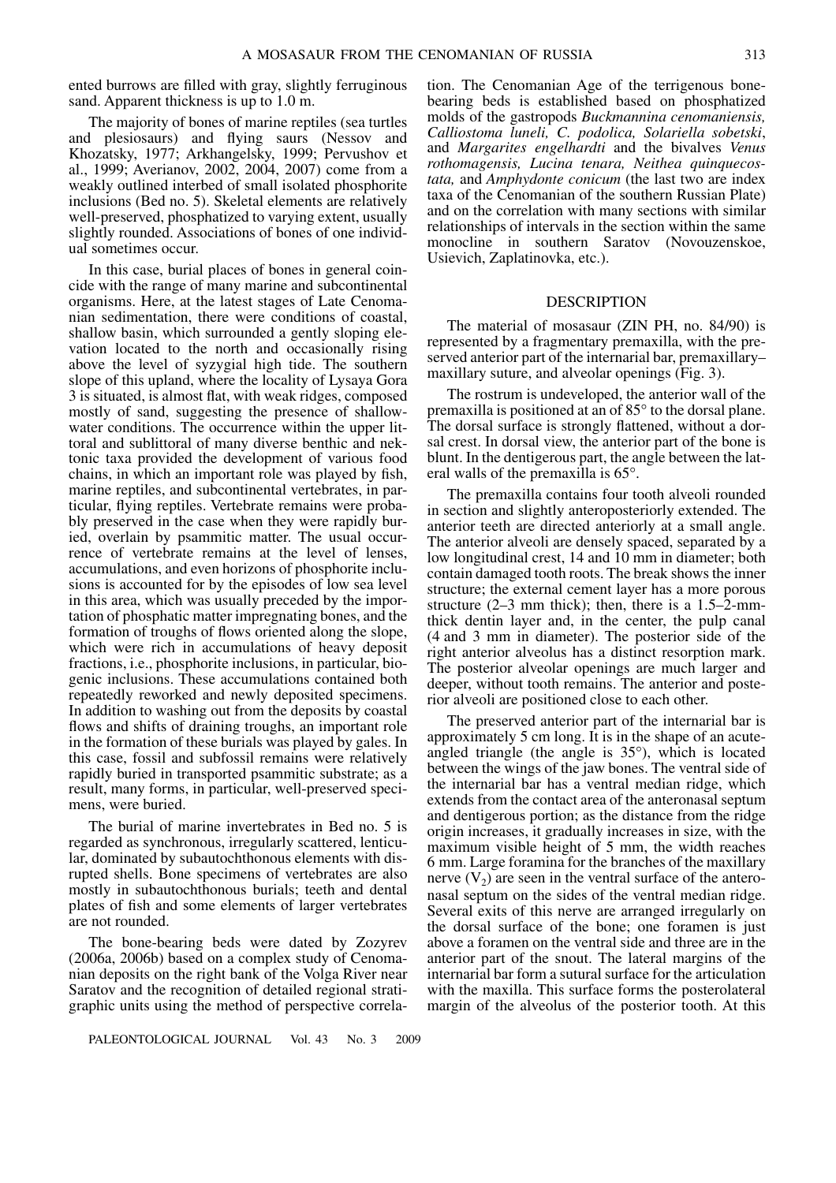ented burrows are filled with gray, slightly ferruginous sand. Apparent thickness is up to 1.0 m.

The majority of bones of marine reptiles (sea turtles and plesiosaurs) and flying saurs (Nessov and Khozatsky, 1977; Arkhangelsky, 1999; Pervushov et al., 1999; Averianov, 2002, 2004, 2007) come from a weakly outlined interbed of small isolated phosphorite inclusions (Bed no. 5). Skeletal elements are relatively well-preserved, phosphatized to varying extent, usually slightly rounded. Associations of bones of one individual sometimes occur.

In this case, burial places of bones in general coincide with the range of many marine and subcontinental organisms. Here, at the latest stages of Late Cenomanian sedimentation, there were conditions of coastal, shallow basin, which surrounded a gently sloping elevation located to the north and occasionally rising above the level of syzygial high tide. The southern slope of this upland, where the locality of Lysaya Gora 3 is situated, is almost flat, with weak ridges, composed mostly of sand, suggesting the presence of shallow-water conditions. The occurrence within the upper littoral and sublittoral of many diverse benthic and nektonic taxa provided the development of various food chains, in which an important role was played by fish, marine reptiles, and subcontinental vertebrates, in particular, flying reptiles. Vertebrate remains were probably preserved in the case when they were rapidly buried, overlain by psammitic matter. The usual occurrence of vertebrate remains at the level of lenses, accumulations, and even horizons of phosphorite inclusions is accounted for by the episodes of low sea level in this area, which was usually preceded by the importation of phosphatic matter impregnating bones, and the formation of troughs of flows oriented along the slope, which were rich in accumulations of heavy deposit fractions, i.e., phosphorite inclusions, in particular, biogenic inclusions. These accumulations contained both repeatedly reworked and newly deposited specimens. In addition to washing out from the deposits by coastal flows and shifts of draining troughs, an important role in the formation of these burials was played by gales. In this case, fossil and subfossil remains were relatively rapidly buried in transported psammitic substrate; as a result, many forms, in particular, well-preserved specimens, were buried.

The burial of marine invertebrates in Bed no. 5 is regarded as synchronous, irregularly scattered, lenticular, dominated by subautochthonous elements with disrupted shells. Bone specimens of vertebrates are also mostly in subautochthonous burials; teeth and dental plates of fish and some elements of larger vertebrates are not rounded.

The bone-bearing beds were dated by Zozyrev (2006a, 2006b) based on a complex study of Cenomanian deposits on the right bank of the Volga River near Saratov and the recognition of detailed regional stratigraphic units using the method of perspective correlation. The Cenomanian Age of the terrigenous bone-bearing beds is established based on phosphatized molds of the gastropods *Buckmannina cenomaniensis, Calliostoma luneli, C. podolica, Solariella sobetski*, and *Margarites engelhardti* and the bivalves *Venus rothomagensis, Lucina tenara, Neithea quinquecostata,* and *Amphydonte conicum* (the last two are index taxa of the Cenomanian of the southern Russian Plate) and on the correlation with many sections with similar relationships of intervals in the section within the same monocline in southern Saratov (Novouzenskoe, Usievich, Zaplatinovka, etc.).

## DESCRIPTION

The material of mosasaur (ZIN PH, no. 84/90) is represented by a fragmentary premaxilla, with the preserved anterior part of the internarial bar, premaxillary–maxillary suture, and alveolar openings (Fig. 3).

The rostrum is undeveloped, the anterior wall of the premaxilla is positioned at an of 85° to the dorsal plane. The dorsal surface is strongly flattened, without a dorsal crest. In dorsal view, the anterior part of the bone is blunt. In the dentigerous part, the angle between the lateral walls of the premaxilla is 65°.

The premaxilla contains four tooth alveoli rounded in section and slightly anteroposteriorly extended. The anterior teeth are directed anteriorly at a small angle. The anterior alveoli are densely spaced, separated by a low longitudinal crest, 14 and 10 mm in diameter; both contain damaged tooth roots. The break shows the inner structure; the external cement layer has a more porous structure (2–3 mm thick); then, there is a 1.5–2-mm-thick dentin layer and, in the center, the pulp canal (4 and 3 mm in diameter). The posterior side of the right anterior alveolus has a distinct resorption mark. The posterior alveolar openings are much larger and deeper, without tooth remains. The anterior and posterior alveoli are positioned close to each other.

The preserved anterior part of the internarial bar is approximately 5 cm long. It is in the shape of an acute-angled triangle (the angle is 35°), which is located between the wings of the jaw bones. The ventral side of the internarial bar has a ventral median ridge, which extends from the contact area of the anteronasal septum and dentigerous portion; as the distance from the ridge origin increases, it gradually increases in size, with the maximum visible height of 5 mm, the width reaches 6 mm. Large foramina for the branches of the maxillary nerve ($V_2$) are seen in the ventral surface of the anteronasal septum on the sides of the ventral median ridge. Several exits of this nerve are arranged irregularly on the dorsal surface of the bone; one foramen is just above a foramen on the ventral side and three are in the anterior part of the snout. The lateral margins of the internarial bar form a sutural surface for the articulation with the maxilla. This surface forms the posterolateral margin of the alveolus of the posterior tooth. At this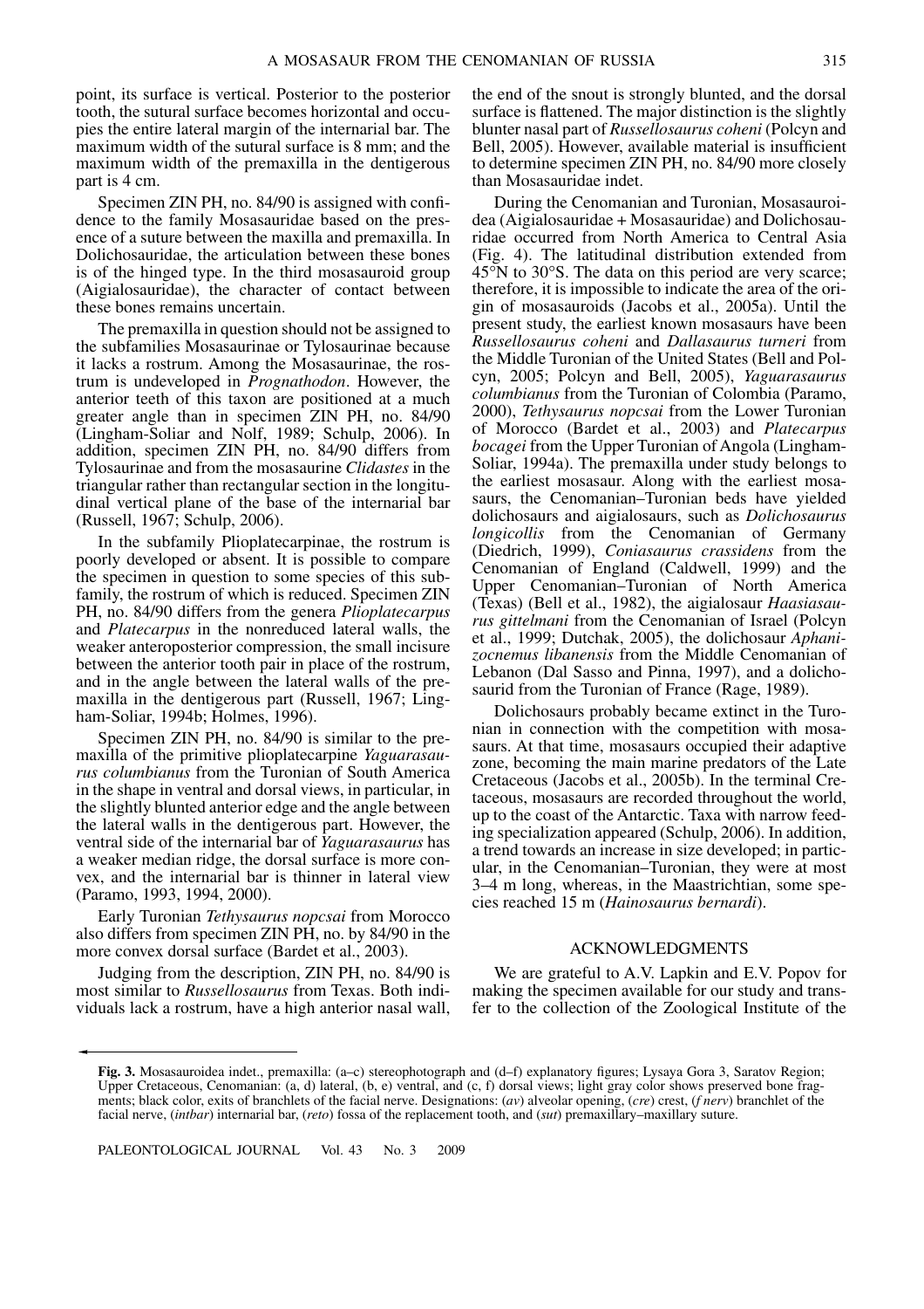point, its surface is vertical. Posterior to the posterior tooth, the sutural surface becomes horizontal and occupies the entire lateral margin of the internarial bar. The maximum width of the sutural surface is 8 mm; and the maximum width of the premaxilla in the dentigerous part is 4 cm.

Specimen ZIN PH, no. 84/90 is assigned with confidence to the family Mosasauridae based on the presence of a suture between the maxilla and premaxilla. In Dolichosauridae, the articulation between these bones is of the hinged type. In the third mosasauroid group (Aigialosauridae), the character of contact between these bones remains uncertain.

The premaxilla in question should not be assigned to the subfamilies Mosasaurinae or Tylosaurinae because it lacks a rostrum. Among the Mosasaurinae, the rostrum is undeveloped in *Prognathodon*. However, the anterior teeth of this taxon are positioned at a much greater angle than in specimen ZIN PH, no. 84/90 (Lingham-Soliar and Nolf, 1989; Schulp, 2006). In addition, specimen ZIN PH, no. 84/90 differs from Tylosaurinae and from the mosasaurine *Clidastes* in the triangular rather than rectangular section in the longitudinal vertical plane of the base of the internarial bar (Russell, 1967; Schulp, 2006).

In the subfamily Plioplatecarpinae, the rostrum is poorly developed or absent. It is possible to compare the specimen in question to some species of this subfamily, the rostrum of which is reduced. Specimen ZIN PH, no. 84/90 differs from the genera *Plioplatecarpus* and *Platecarpus* in the nonreduced lateral walls, the weaker anteroposterior compression, the small incisure between the anterior tooth pair in place of the rostrum, and in the angle between the lateral walls of the premaxilla in the dentigerous part (Russell, 1967; Lingham-Soliar, 1994b; Holmes, 1996).

Specimen ZIN PH, no. 84/90 is similar to the premaxilla of the primitive plioplatecarpine *Yaguarasaurus columbianus* from the Turonian of South America in the shape in ventral and dorsal views, in particular, in the slightly blunted anterior edge and the angle between the lateral walls in the dentigerous part. However, the ventral side of the internarial bar of *Yaguarasaurus* has a weaker median ridge, the dorsal surface is more convex, and the internarial bar is thinner in lateral view (Paramo, 1993, 1994, 2000).

Early Turonian *Tethysaurus nopcsai* from Morocco also differs from specimen ZIN PH, no. by 84/90 in the more convex dorsal surface (Bardet et al., 2003).

Judging from the description, ZIN PH, no. 84/90 is most similar to *Russellosaurus* from Texas. Both individuals lack a rostrum, have a high anterior nasal wall, the end of the snout is strongly blunted, and the dorsal surface is flattened. The major distinction is the slightly blunter nasal part of *Russellosaurus coheni* (Polcyn and Bell, 2005). However, available material is insufficient to determine specimen ZIN PH, no. 84/90 more closely than Mosasauridae indet.

During the Cenomanian and Turonian, Mosasauroidea (Aigialosauridae + Mosasauridae) and Dolichosauridae occurred from North America to Central Asia (Fig. 4). The latitudinal distribution extended from 45°N to 30°S. The data on this period are very scarce; therefore, it is impossible to indicate the area of the origin of mosasauroids (Jacobs et al., 2005a). Until the present study, the earliest known mosasaurs have been *Russellosaurus coheni* and *Dallasaurus turneri* from the Middle Turonian of the United States (Bell and Polcyn, 2005; Polcyn and Bell, 2005), *Yaguarasaurus columbianus* from the Turonian of Colombia (Paramo, 2000), *Tethysaurus nopcsai* from the Lower Turonian of Morocco (Bardet et al., 2003) and *Platecarpus bocagei* from the Upper Turonian of Angola (Lingham-Soliar, 1994a). The premaxilla under study belongs to the earliest mosasaur. Along with the earliest mosasaurs, the Cenomanian–Turonian beds have yielded dolichosaurs and aigialosaurs, such as *Dolichosaurus longicollis* from the Cenomanian of Germany (Diedrich, 1999), *Coniasaurus crassidens* from the Cenomanian of England (Caldwell, 1999) and the Upper Cenomanian–Turonian of North America (Texas) (Bell et al., 1982), the aigialosaur *Haasiasaurus gittelmani* from the Cenomanian of Israel (Polcyn et al., 1999; Dutchak, 2005), the dolichosaur *Aphanizocnemus libanensis* from the Middle Cenomanian of Lebanon (Dal Sasso and Pinna, 1997), and a dolichosaurid from the Turonian of France (Rage, 1989).

Dolichosaurs probably became extinct in the Turonian in connection with the competition with mosasaurs. At that time, mosasaurs occupied their adaptive zone, becoming the main marine predators of the Late Cretaceous (Jacobs et al., 2005b). In the terminal Cretaceous, mosasaurs are recorded throughout the world, up to the coast of the Antarctic. Taxa with narrow feeding specialization appeared (Schulp, 2006). In addition, a trend towards an increase in size developed; in particular, in the Cenomanian–Turonian, they were at most 3–4 m long, whereas, in the Maastrichtian, some species reached 15 m (*Hainosaurus bernardi*).

## ACKNOWLEDGMENTS

We are grateful to A.V. Lapkin and E.V. Popov for making the specimen available for our study and transfer to the collection of the Zoological Institute of the

**Fig. 3.** Mosasauroidea indet., premaxilla: (a–c) stereophotograph and (d–f) explanatory figures; Lysaya Gora 3, Saratov Region; Upper Cretaceous, Cenomanian: (a, d) lateral, (b, e) ventral, and (c, f) dorsal views; light gray color shows preserved bone fragments; black color, exits of branchlets of the facial nerve. Designations: (*av*) alveolar opening, (*cre*) crest, (*f nerv*) branchlet of the facial nerve, (*intbar*) internarial bar, (*reto*) fossa of the replacement tooth, and (*sut*) premaxillary–maxillary suture.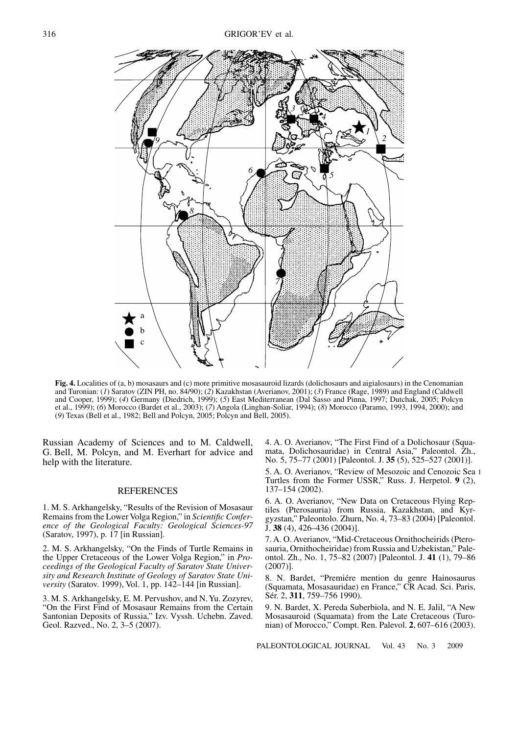**Fig. 4.** Localities of (a, b) mosasaurs and (c) more primitive mosasauroid lizards (dolichosaurs and aigialosaurs) in the Cenomanian and Turonian: (*1*) Saratov (ZIN PH, no. 84/90); (*2*) Kazakhstan (Averianov, 2001); (*3*) France (Rage, 1989) and England (Caldwell and Cooper, 1999); (*4*) Germany (Diedrich, 1999); (*5*) East Mediterranean (Dal Sasso and Pinna, 1997; Dutchak, 2005; Polcyn et al., 1999); (*6*) Morocco (Bardet et al., 2003); (*7*) Angola (Linghan-Soliar, 1994); (*8*) Morocco (Paramo, 1993, 1994, 2000); and (*9*) Texas (Bell et al., 1982; Bell and Polcyn, 2005; Polcyn and Bell, 2005).

Russian Academy of Sciences and to M. Caldwell, G. Bell, M. Polcyn, and M. Everhart for advice and help with the literature.

## REFERENCES

1. M. S. Arkhangelsky, "Results of the Revision of Mosasaur Remains from the Lower Volga Region," in *Scientific Conference of the Geological Faculty: Geological Sciences-97* (Saratov, 1997), p. 17 [in Russian].

2. M. S. Arkhangelsky, "On the Finds of Turtle Remains in the Upper Cretaceous of the Lower Volga Region," in *Proceedings of the Geological Faculty of Saratov State University and Research Institute of Geology of Saratov State University* (Saratov. 1999), Vol. 1, pp. 142–144 [in Russian].

3. M. S. Arkhangelsky, E. M. Pervushov, and N. Yu. Zozyrev, "On the First Find of Mosasaur Remains from the Certain Santonian Deposits of Russia," Izv. Vyssh. Uchebn. Zaved. Geol. Razved., No. 2, 3–5 (2007).

4. A. O. Averianov, "The First Find of a Dolichosaur (Squamata, Dolichosauridae) in Central Asia," Paleontol. Zh., No. 5, 75–77 (2001) [Paleontol. J. **35** (5), 525–527 (2001)].

5. A. O. Averianov, "Review of Mesozoic and Cenozoic Sea Turtles from the Former USSR," Russ. J. Herpetol. **9** (2), 137–154 (2002).

6. A. O. Averianov, "New Data on Cretaceous Flying Reptiles (Pterosauria) from Russia, Kazakhstan, and Kyrgyzstan," Paleontolo. Zhurn, No. 4, 73–83 (2004) [Paleontol. J. **38** (4), 426–436 (2004)].

7. A. O. Averianov, "Mid-Cretaceous Ornithocheirids (Pterosauria, Ornithocheiridae) from Russia and Uzbekistan," Paleontol. Zh., No. 1, 75–82 (2007) [Paleontol. J. **41** (1), 79–86 (2007)].

8. N. Bardet, "Premiére mention du genre Hainosaurus (Squamata, Mosasauridae) en France," CR Acad. Sci. Paris, Sér. 2, **311**, 759–756 1990).

9. N. Bardet, X. Pereda Suberbiola, and N. E. Jalil, "A New Mosasauroid (Squamata) from the Late Cretaceous (Turonian) of Morocco," Compt. Ren. Palevol. **2**, 607–616 (2003).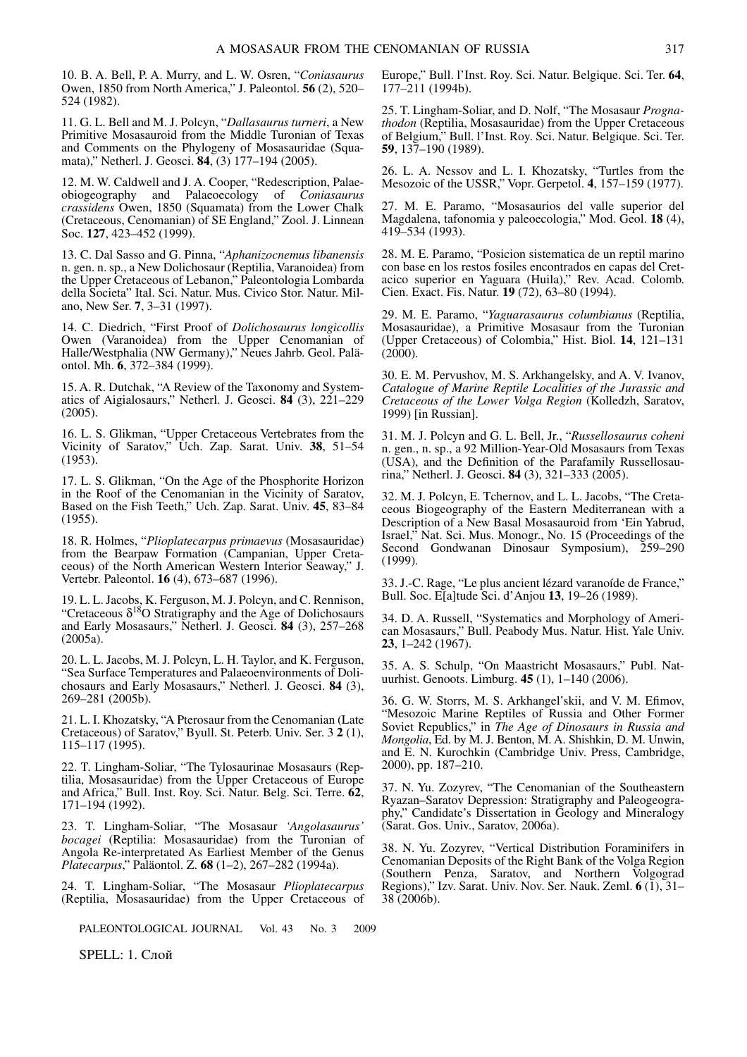10. B. A. Bell, P. A. Murry, and L. W. Osren, "*Coniasaurus* Owen, 1850 from North America," J. Paleontol. **56** (2), 520–524 (1982).

11. G. L. Bell and M. J. Polcyn, "*Dallasaurus turneri*, a New Primitive Mosasauroid from the Middle Turonian of Texas and Comments on the Phylogeny of Mosasauridae (Squamata)," Netherl. J. Geosci. **84**, (3) 177–194 (2005).

12. M. W. Caldwell and J. A. Cooper, "Redescription, Palaeobiogeography and Palaeoecology of *Coniasaurus crassidens* Owen, 1850 (Squamata) from the Lower Chalk (Cretaceous, Cenomanian) of SE England," Zool. J. Linnean Soc. **127**, 423–452 (1999).

13. C. Dal Sasso and G. Pinna, "*Aphanizocnemus libanensis* n. gen. n. sp., a New Dolichosaur (Reptilia, Varanoidea) from the Upper Cretaceous of Lebanon," Paleontologia Lombarda della Societa" Ital. Sci. Natur. Mus. Civico Stor. Natur. Milano, New Ser. **7**, 3–31 (1997).

14. C. Diedrich, "First Proof of *Dolichosaurus longicollis* Owen (Varanoidea) from the Upper Cenomanian of Halle/Westphalia (NW Germany)," Neues Jahrb. Geol. Paläontol. Mh. **6**, 372–384 (1999).

15. A. R. Dutchak, "A Review of the Taxonomy and Systematics of Aigialosaurs," Netherl. J. Geosci. **84** (3), 221–229 (2005).

16. L. S. Glikman, "Upper Cretaceous Vertebrates from the Vicinity of Saratov," Uch. Zap. Sarat. Univ. **38**, 51–54 (1953).

17. L. S. Glikman, "On the Age of the Phosphorite Horizon in the Roof of the Cenomanian in the Vicinity of Saratov, Based on the Fish Teeth," Uch. Zap. Sarat. Univ. **45**, 83–84 (1955).

18. R. Holmes, "*Plioplatecarpus primaevus* (Mosasauridae) from the Bearpaw Formation (Campanian, Upper Cretaceous) of the North American Western Interior Seaway," J. Vertebr. Paleontol. **16** (4), 673–687 (1996).

19. L. L. Jacobs, K. Ferguson, M. J. Polcyn, and C. Rennison, "Cretaceous $\delta^{18}$O Stratigraphy and the Age of Dolichosaurs and Early Mosasaurs," Netherl. J. Geosci. **84** (3), 257–268 (2005a).

20. L. L. Jacobs, M. J. Polcyn, L. H. Taylor, and K. Ferguson, "Sea Surface Temperatures and Palaeoenvironments of Dolichosaurs and Early Mosasaurs," Netherl. J. Geosci. **84** (3), 269–281 (2005b).

21. L. I. Khozatsky, "A Pterosaur from the Cenomanian (Late Cretaceous) of Saratov," Byull. St. Peterb. Univ. Ser. 3 **2** (1), 115–117 (1995).

22. T. Lingham-Soliar, "The Tylosaurinae Mosasaurs (Reptilia, Mosasauridae) from the Upper Cretaceous of Europe and Africa," Bull. Inst. Roy. Sci. Natur. Belg. Sci. Terre. **62**, 171–194 (1992).

23. T. Lingham-Soliar, "The Mosasaur *'Angolasaurus' bocagei* (Reptilia: Mosasauridae) from the Turonian of Angola Re-interpretated As Earliest Member of the Genus *Platecarpus*," Paläontol. Z. **68** (1–2), 267–282 (1994a).

24. T. Lingham-Soliar, "The Mosasaur *Plioplatecarpus* (Reptilia, Mosasauridae) from the Upper Cretaceous of Europe," Bull. l'Inst. Roy. Sci. Natur. Belgique. Sci. Ter. **64**, 177–211 (1994b).

25. T. Lingham-Soliar, and D. Nolf, "The Mosasaur *Prognathodon* (Reptilia, Mosasauridae) from the Upper Cretaceous of Belgium," Bull. l'Inst. Roy. Sci. Natur. Belgique. Sci. Ter. **59**, 137–190 (1989).

26. L. A. Nessov and L. I. Khozatsky, "Turtles from the Mesozoic of the USSR," Vopr. Gerpetol. **4**, 157–159 (1977).

27. M. E. Paramo, "Mosasaurios del valle superior del Magdalena, tafonomia y paleoecologia," Mod. Geol. **18** (4), 419–534 (1993).

28. M. E. Paramo, "Posicion sistematica de un reptil marino con base en los restos fosiles encontrados en capas del Cretacico superior en Yaguara (Huila)," Rev. Acad. Colomb. Cien. Exact. Fis. Natur. **19** (72), 63–80 (1994).

29. M. E. Paramo, "*Yaguarasaurus columbianus* (Reptilia, Mosasauridae), a Primitive Mosasaur from the Turonian (Upper Cretaceous) of Colombia," Hist. Biol. **14**, 121–131 (2000).

30. E. M. Pervushov, M. S. Arkhangelsky, and A. V. Ivanov, *Catalogue of Marine Reptile Localities of the Jurassic and Cretaceous of the Lower Volga Region* (Kolledzh, Saratov, 1999) [in Russian].

31. M. J. Polcyn and G. L. Bell, Jr., "*Russellosaurus coheni* n. gen., n. sp., a 92 Million-Year-Old Mosasaurs from Texas (USA), and the Definition of the Parafamily Russellosaurina," Netherl. J. Geosci. **84** (3), 321–333 (2005).

32. M. J. Polcyn, E. Tchernov, and L. L. Jacobs, "The Cretaceous Biogeography of the Eastern Mediterranean with a Description of a New Basal Mosasauroid from 'Ein Yabrud, Israel," Nat. Sci. Mus. Monogr., No. 15 (Proceedings of the Second Gondwanan Dinosaur Symposium), 259–290 (1999).

33. J.-C. Rage, "Le plus ancient lézard varanoíde de France," Bull. Soc. E[a]tude Sci. d'Anjou **13**, 19–26 (1989).

34. D. A. Russell, "Systematics and Morphology of American Mosasaurs," Bull. Peabody Mus. Natur. Hist. Yale Univ. **23**, 1–242 (1967).

35. A. S. Schulp, "On Maastricht Mosasaurs," Publ. Natuurhist. Genoots. Limburg. **45** (1), 1–140 (2006).

36. G. W. Storrs, M. S. Arkhangel'skii, and V. M. Efimov, "Mesozoic Marine Reptiles of Russia and Other Former Soviet Republics," in *The Age of Dinosaurs in Russia and Mongolia*, Ed. by M. J. Benton, M. A. Shishkin, D. M. Unwin, and E. N. Kurochkin (Cambridge Univ. Press, Cambridge, 2000), pp. 187–210.

37. N. Yu. Zozyrev, "The Cenomanian of the Southeastern Ryazan–Saratov Depression: Stratigraphy and Paleogeography," Candidate's Dissertation in Geology and Mineralogy (Sarat. Gos. Univ., Saratov, 2006a).

38. N. Yu. Zozyrev, "Vertical Distribution Foraminifers in Cenomanian Deposits of the Right Bank of the Volga Region (Southern Penza, Saratov, and Northern Volgograd Regions)," Izv. Sarat. Univ. Nov. Ser. Nauk. Zeml. **6** (1), 31–38 (2006b).

SPELL: 1. Слой